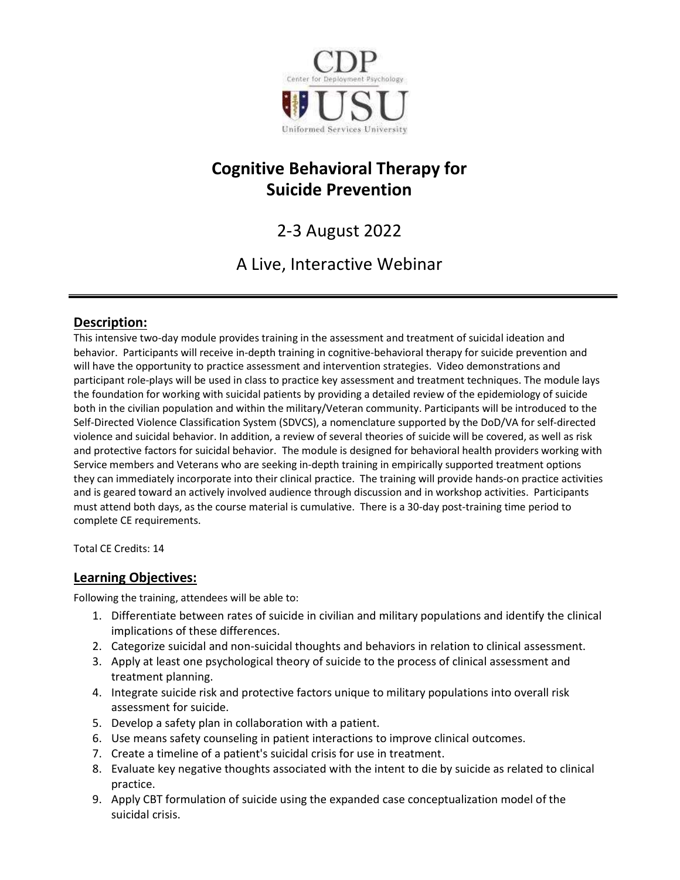CDP

Center for Deployment Psychology

USU

Uniformed Services University

# Cognitive Behavioral Therapy for Suicide Prevention

## 2-3 August 2022

## A Live, Interactive Webinar

---

## Description:

This intensive two-day module provides training in the assessment and treatment of suicidal ideation and behavior. Participants will receive in-depth training in cognitive-behavioral therapy for suicide prevention and will have the opportunity to practice assessment and intervention strategies. Video demonstrations and participant role-plays will be used in class to practice key assessment and treatment techniques. The module lays the foundation for working with suicidal patients by providing a detailed review of the epidemiology of suicide both in the civilian population and within the military/Veteran community. Participants will be introduced to the Self-Directed Violence Classification System (SDVCS), a nomenclature supported by the DoD/VA for self-directed violence and suicidal behavior. In addition, a review of several theories of suicide will be covered, as well as risk and protective factors for suicidal behavior. The module is designed for behavioral health providers working with Service members and Veterans who are seeking in-depth training in empirically supported treatment options they can immediately incorporate into their clinical practice. The training will provide hands-on practice activities and is geared toward an actively involved audience through discussion and in workshop activities. Participants must attend both days, as the course material is cumulative. There is a 30-day post-training time period to complete CE requirements.

Total CE Credits: 14

## Learning Objectives:

Following the training, attendees will be able to:

1. Differentiate between rates of suicide in civilian and military populations and identify the clinical implications of these differences.
2. Categorize suicidal and non-suicidal thoughts and behaviors in relation to clinical assessment.
3. Apply at least one psychological theory of suicide to the process of clinical assessment and treatment planning.
4. Integrate suicide risk and protective factors unique to military populations into overall risk assessment for suicide.
5. Develop a safety plan in collaboration with a patient.
6. Use means safety counseling in patient interactions to improve clinical outcomes.
7. Create a timeline of a patient's suicidal crisis for use in treatment.
8. Evaluate key negative thoughts associated with the intent to die by suicide as related to clinical practice.
9. Apply CBT formulation of suicide using the expanded case conceptualization model of the suicidal crisis.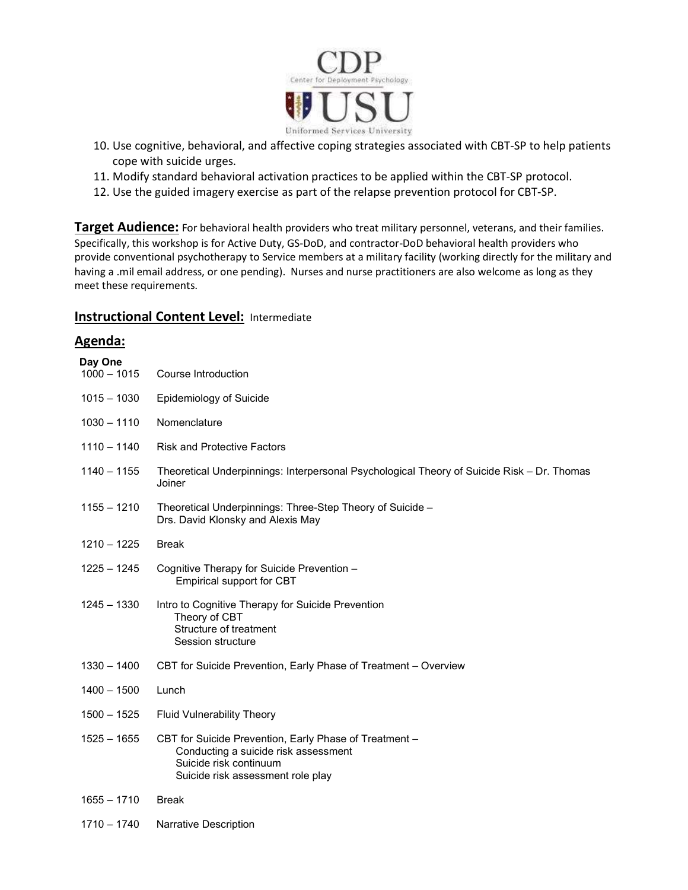10. Use cognitive, behavioral, and affective coping strategies associated with CBT-SP to help patients cope with suicide urges.
11. Modify standard behavioral activation practices to be applied within the CBT-SP protocol.
12. Use the guided imagery exercise as part of the relapse prevention protocol for CBT-SP.

**Target Audience:** For behavioral health providers who treat military personnel, veterans, and their families. Specifically, this workshop is for Active Duty, GS-DoD, and contractor-DoD behavioral health providers who provide conventional psychotherapy to Service members at a military facility (working directly for the military and having a .mil email address, or one pending). Nurses and nurse practitioners are also welcome as long as they meet these requirements.

**Instructional Content Level:** Intermediate

## Agenda:

**Day One**

| | |
|---|---|
| 1000 – 1015 | Course Introduction |
| 1015 – 1030 | Epidemiology of Suicide |
| 1030 – 1110 | Nomenclature |
| 1110 – 1140 | Risk and Protective Factors |
| 1140 – 1155 | Theoretical Underpinnings: Interpersonal Psychological Theory of Suicide Risk – Dr. Thomas Joiner |
| 1155 – 1210 | Theoretical Underpinnings: Three-Step Theory of Suicide – Drs. David Klonsky and Alexis May |
| 1210 – 1225 | Break |
| 1225 – 1245 | Cognitive Therapy for Suicide Prevention – Empirical support for CBT |
| 1245 – 1330 | Intro to Cognitive Therapy for Suicide Prevention<br>Theory of CBT<br>Structure of treatment<br>Session structure |
| 1330 – 1400 | CBT for Suicide Prevention, Early Phase of Treatment – Overview |
| 1400 – 1500 | Lunch |
| 1500 – 1525 | Fluid Vulnerability Theory |
| 1525 – 1655 | CBT for Suicide Prevention, Early Phase of Treatment –<br>Conducting a suicide risk assessment<br>Suicide risk continuum<br>Suicide risk assessment role play |
| 1655 – 1710 | Break |
| 1710 – 1740 | Narrative Description |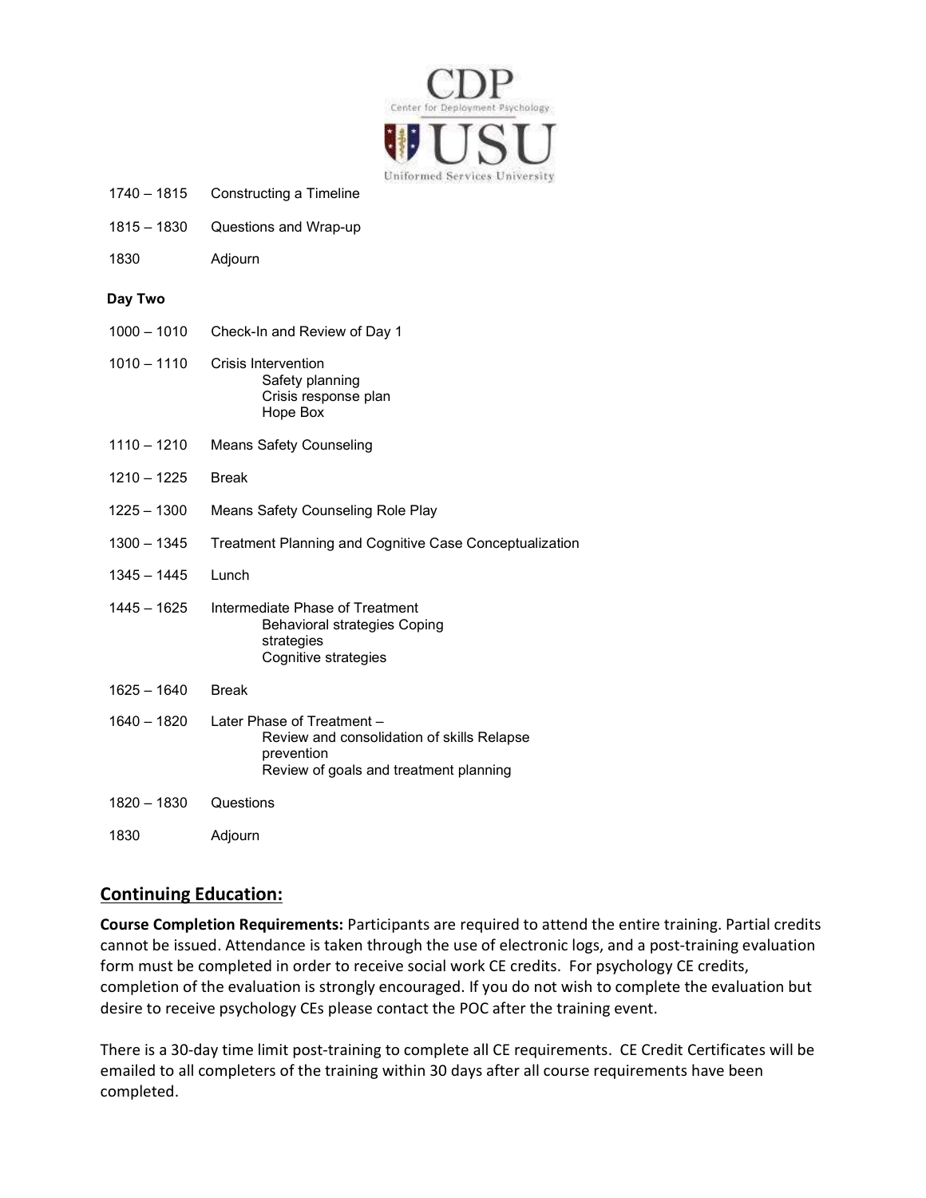| | |
|---|---|
| 1740 – 1815 | Constructing a Timeline |
| 1815 – 1830 | Questions and Wrap-up |
| 1830 | Adjourn |

**Day Two**

| | |
|---|---|
| 1000 – 1010 | Check-In and Review of Day 1 |
| 1010 – 1110 | Crisis Intervention<br>Safety planning<br>Crisis response plan<br>Hope Box |
| 1110 – 1210 | Means Safety Counseling |
| 1210 – 1225 | Break |
| 1225 – 1300 | Means Safety Counseling Role Play |
| 1300 – 1345 | Treatment Planning and Cognitive Case Conceptualization |
| 1345 – 1445 | Lunch |
| 1445 – 1625 | Intermediate Phase of Treatment<br>Behavioral strategies Coping strategies<br>Cognitive strategies |
| 1625 – 1640 | Break |
| 1640 – 1820 | Later Phase of Treatment –<br>Review and consolidation of skills Relapse prevention<br>Review of goals and treatment planning |
| 1820 – 1830 | Questions |
| 1830 | Adjourn |

## Continuing Education:

**Course Completion Requirements:** Participants are required to attend the entire training. Partial credits cannot be issued. Attendance is taken through the use of electronic logs, and a post-training evaluation form must be completed in order to receive social work CE credits. For psychology CE credits, completion of the evaluation is strongly encouraged. If you do not wish to complete the evaluation but desire to receive psychology CEs please contact the POC after the training event.

There is a 30-day time limit post-training to complete all CE requirements. CE Credit Certificates will be emailed to all completers of the training within 30 days after all course requirements have been completed.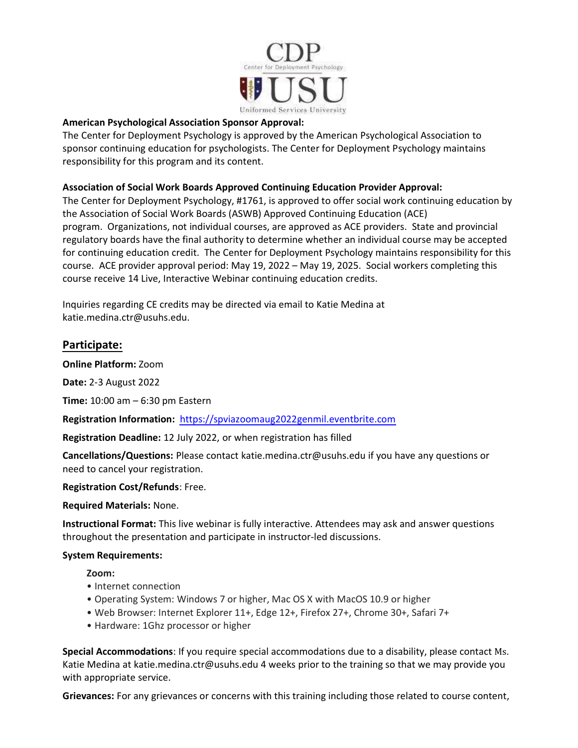**American Psychological Association Sponsor Approval:**
The Center for Deployment Psychology is approved by the American Psychological Association to sponsor continuing education for psychologists. The Center for Deployment Psychology maintains responsibility for this program and its content.

**Association of Social Work Boards Approved Continuing Education Provider Approval:**
The Center for Deployment Psychology, #1761, is approved to offer social work continuing education by the Association of Social Work Boards (ASWB) Approved Continuing Education (ACE) program. Organizations, not individual courses, are approved as ACE providers. State and provincial regulatory boards have the final authority to determine whether an individual course may be accepted for continuing education credit. The Center for Deployment Psychology maintains responsibility for this course. ACE provider approval period: May 19, 2022 – May 19, 2025. Social workers completing this course receive 14 Live, Interactive Webinar continuing education credits.

Inquiries regarding CE credits may be directed via email to Katie Medina at katie.medina.ctr@usuhs.edu.

## Participate:

**Online Platform:** Zoom

**Date:** 2-3 August 2022

**Time:** 10:00 am – 6:30 pm Eastern

**Registration Information:** https://spviazoomaug2022genmil.eventbrite.com

**Registration Deadline:** 12 July 2022, or when registration has filled

**Cancellations/Questions:** Please contact katie.medina.ctr@usuhs.edu if you have any questions or need to cancel your registration.

**Registration Cost/Refunds**: Free.

**Required Materials:** None.

**Instructional Format:** This live webinar is fully interactive. Attendees may ask and answer questions throughout the presentation and participate in instructor-led discussions.

**System Requirements:**

**Zoom:**

- Internet connection
- Operating System: Windows 7 or higher, Mac OS X with MacOS 10.9 or higher
- Web Browser: Internet Explorer 11+, Edge 12+, Firefox 27+, Chrome 30+, Safari 7+
- Hardware: 1Ghz processor or higher

**Special Accommodations**: If you require special accommodations due to a disability, please contact Ms. Katie Medina at katie.medina.ctr@usuhs.edu 4 weeks prior to the training so that we may provide you with appropriate service.

**Grievances:** For any grievances or concerns with this training including those related to course content,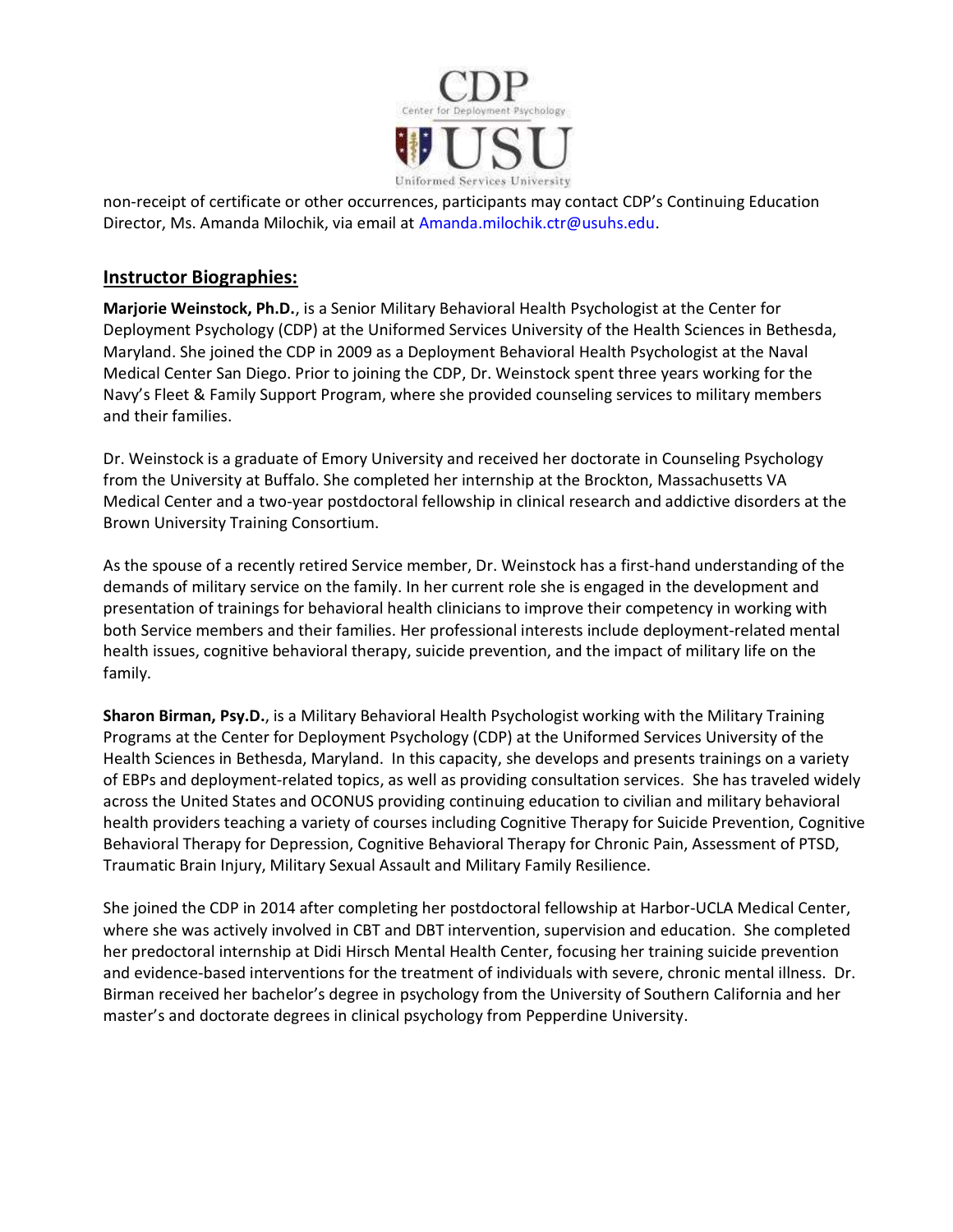non-receipt of certificate or other occurrences, participants may contact CDP's Continuing Education Director, Ms. Amanda Milochik, via email at Amanda.milochik.ctr@usuhs.edu.

## Instructor Biographies:

**Marjorie Weinstock, Ph.D.**, is a Senior Military Behavioral Health Psychologist at the Center for Deployment Psychology (CDP) at the Uniformed Services University of the Health Sciences in Bethesda, Maryland. She joined the CDP in 2009 as a Deployment Behavioral Health Psychologist at the Naval Medical Center San Diego. Prior to joining the CDP, Dr. Weinstock spent three years working for the Navy's Fleet & Family Support Program, where she provided counseling services to military members and their families.

Dr. Weinstock is a graduate of Emory University and received her doctorate in Counseling Psychology from the University at Buffalo. She completed her internship at the Brockton, Massachusetts VA Medical Center and a two-year postdoctoral fellowship in clinical research and addictive disorders at the Brown University Training Consortium.

As the spouse of a recently retired Service member, Dr. Weinstock has a first-hand understanding of the demands of military service on the family. In her current role she is engaged in the development and presentation of trainings for behavioral health clinicians to improve their competency in working with both Service members and their families. Her professional interests include deployment-related mental health issues, cognitive behavioral therapy, suicide prevention, and the impact of military life on the family.

**Sharon Birman, Psy.D.**, is a Military Behavioral Health Psychologist working with the Military Training Programs at the Center for Deployment Psychology (CDP) at the Uniformed Services University of the Health Sciences in Bethesda, Maryland. In this capacity, she develops and presents trainings on a variety of EBPs and deployment-related topics, as well as providing consultation services. She has traveled widely across the United States and OCONUS providing continuing education to civilian and military behavioral health providers teaching a variety of courses including Cognitive Therapy for Suicide Prevention, Cognitive Behavioral Therapy for Depression, Cognitive Behavioral Therapy for Chronic Pain, Assessment of PTSD, Traumatic Brain Injury, Military Sexual Assault and Military Family Resilience.

She joined the CDP in 2014 after completing her postdoctoral fellowship at Harbor-UCLA Medical Center, where she was actively involved in CBT and DBT intervention, supervision and education. She completed her predoctoral internship at Didi Hirsch Mental Health Center, focusing her training suicide prevention and evidence-based interventions for the treatment of individuals with severe, chronic mental illness. Dr. Birman received her bachelor's degree in psychology from the University of Southern California and her master's and doctorate degrees in clinical psychology from Pepperdine University.